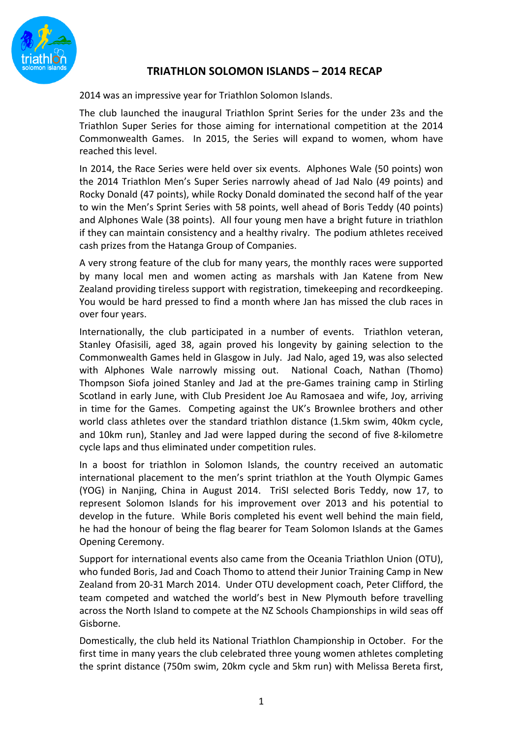# TRIATHLON SOLOMON ISLANDS – 2014 RECAP

2014 was an impressive year for Triathlon Solomon Islands.

The club launched the inaugural Triathlon Sprint Series for the under 23s and the Triathlon Super Series for those aiming for international competition at the 2014 Commonwealth Games. In 2015, the Series will expand to women, whom have reached this level.

In 2014, the Race Series were held over six events. Alphones Wale (50 points) won the 2014 Triathlon Men's Super Series narrowly ahead of Jad Nalo (49 points) and Rocky Donald (47 points), while Rocky Donald dominated the second half of the year to win the Men's Sprint Series with 58 points, well ahead of Boris Teddy (40 points) and Alphones Wale (38 points). All four young men have a bright future in triathlon if they can maintain consistency and a healthy rivalry. The podium athletes received cash prizes from the Hatanga Group of Companies.

A very strong feature of the club for many years, the monthly races were supported by many local men and women acting as marshals with Jan Katene from New Zealand providing tireless support with registration, timekeeping and recordkeeping. You would be hard pressed to find a month where Jan has missed the club races in over four years.

Internationally, the club participated in a number of events. Triathlon veteran, Stanley Ofasisili, aged 38, again proved his longevity by gaining selection to the Commonwealth Games held in Glasgow in July. Jad Nalo, aged 19, was also selected with Alphones Wale narrowly missing out. National Coach, Nathan (Thomo) Thompson Siofa joined Stanley and Jad at the pre-Games training camp in Stirling Scotland in early June, with Club President Joe Au Ramosaea and wife, Joy, arriving in time for the Games. Competing against the UK's Brownlee brothers and other world class athletes over the standard triathlon distance (1.5km swim, 40km cycle, and 10km run), Stanley and Jad were lapped during the second of five 8-kilometre cycle laps and thus eliminated under competition rules.

In a boost for triathlon in Solomon Islands, the country received an automatic international placement to the men's sprint triathlon at the Youth Olympic Games (YOG) in Nanjing, China in August 2014. TriSI selected Boris Teddy, now 17, to represent Solomon Islands for his improvement over 2013 and his potential to develop in the future. While Boris completed his event well behind the main field, he had the honour of being the flag bearer for Team Solomon Islands at the Games Opening Ceremony.

Support for international events also came from the Oceania Triathlon Union (OTU), who funded Boris, Jad and Coach Thomo to attend their Junior Training Camp in New Zealand from 20-31 March 2014. Under OTU development coach, Peter Clifford, the team competed and watched the world's best in New Plymouth before travelling across the North Island to compete at the NZ Schools Championships in wild seas off Gisborne.

Domestically, the club held its National Triathlon Championship in October. For the first time in many years the club celebrated three young women athletes completing the sprint distance (750m swim, 20km cycle and 5km run) with Melissa Bereta first,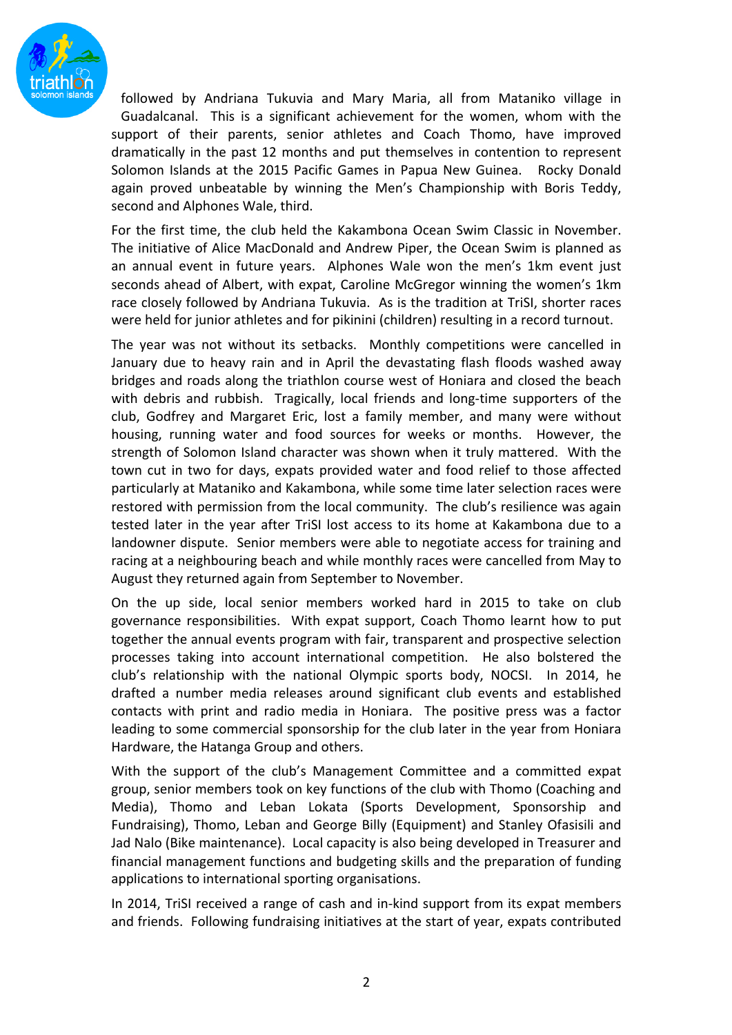followed by Andriana Tukuvia and Mary Maria, all from Mataniko village in Guadalcanal. This is a significant achievement for the women, whom with the support of their parents, senior athletes and Coach Thomo, have improved dramatically in the past 12 months and put themselves in contention to represent Solomon Islands at the 2015 Pacific Games in Papua New Guinea. Rocky Donald again proved unbeatable by winning the Men's Championship with Boris Teddy, second and Alphones Wale, third.

For the first time, the club held the Kakambona Ocean Swim Classic in November. The initiative of Alice MacDonald and Andrew Piper, the Ocean Swim is planned as an annual event in future years. Alphones Wale won the men's 1km event just seconds ahead of Albert, with expat, Caroline McGregor winning the women's 1km race closely followed by Andriana Tukuvia. As is the tradition at TriSI, shorter races were held for junior athletes and for pikinini (children) resulting in a record turnout.

The year was not without its setbacks. Monthly competitions were cancelled in January due to heavy rain and in April the devastating flash floods washed away bridges and roads along the triathlon course west of Honiara and closed the beach with debris and rubbish. Tragically, local friends and long-time supporters of the club, Godfrey and Margaret Eric, lost a family member, and many were without housing, running water and food sources for weeks or months. However, the strength of Solomon Island character was shown when it truly mattered. With the town cut in two for days, expats provided water and food relief to those affected particularly at Mataniko and Kakambona, while some time later selection races were restored with permission from the local community. The club's resilience was again tested later in the year after TriSI lost access to its home at Kakambona due to a landowner dispute. Senior members were able to negotiate access for training and racing at a neighbouring beach and while monthly races were cancelled from May to August they returned again from September to November.

On the up side, local senior members worked hard in 2015 to take on club governance responsibilities. With expat support, Coach Thomo learnt how to put together the annual events program with fair, transparent and prospective selection processes taking into account international competition. He also bolstered the club's relationship with the national Olympic sports body, NOCSI. In 2014, he drafted a number media releases around significant club events and established contacts with print and radio media in Honiara. The positive press was a factor leading to some commercial sponsorship for the club later in the year from Honiara Hardware, the Hatanga Group and others.

With the support of the club's Management Committee and a committed expat group, senior members took on key functions of the club with Thomo (Coaching and Media), Thomo and Leban Lokata (Sports Development, Sponsorship and Fundraising), Thomo, Leban and George Billy (Equipment) and Stanley Ofasisili and Jad Nalo (Bike maintenance). Local capacity is also being developed in Treasurer and financial management functions and budgeting skills and the preparation of funding applications to international sporting organisations.

In 2014, TriSI received a range of cash and in-kind support from its expat members and friends. Following fundraising initiatives at the start of year, expats contributed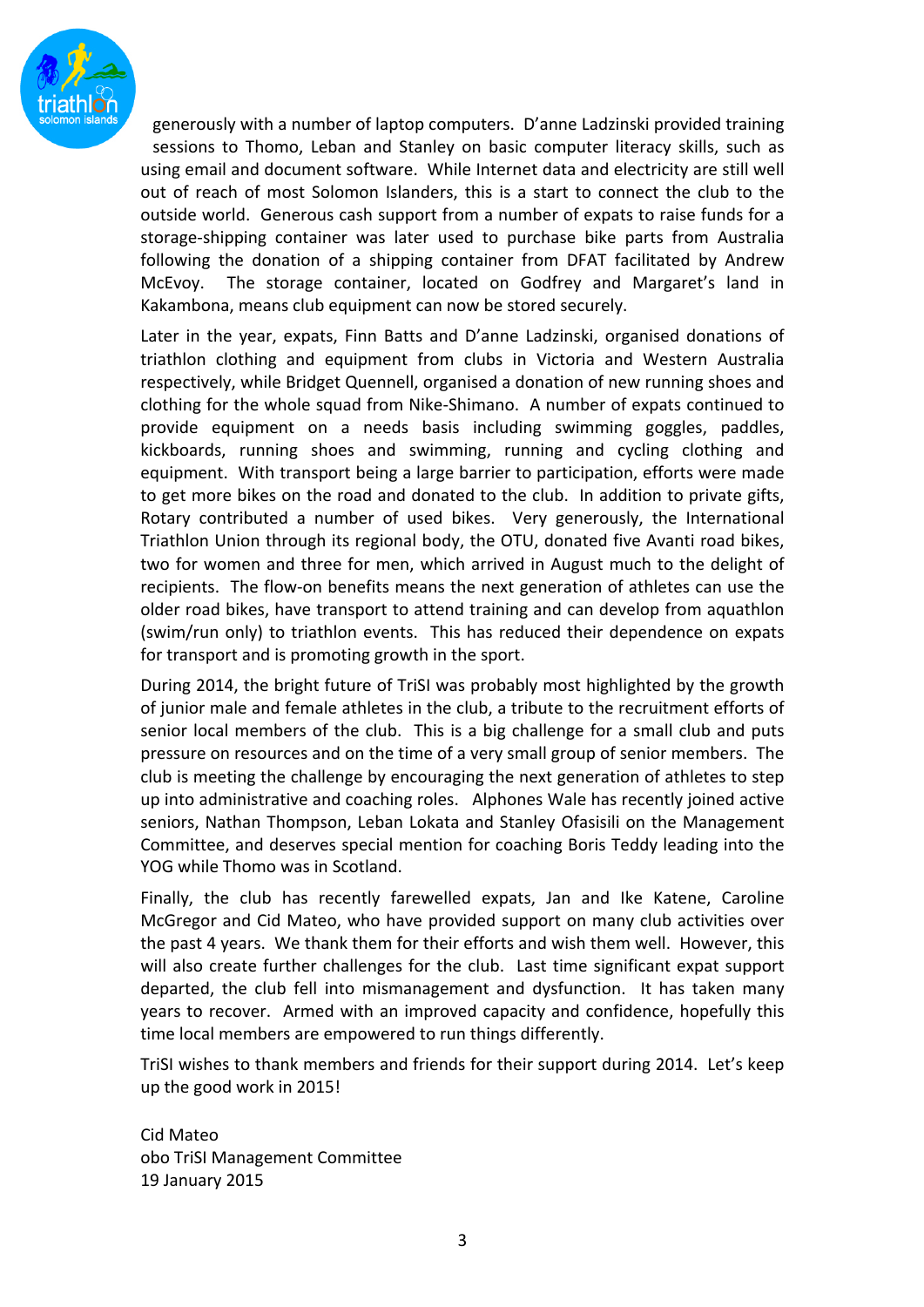generously with a number of laptop computers. D'anne Ladzinski provided training sessions to Thomo, Leban and Stanley on basic computer literacy skills, such as using email and document software. While Internet data and electricity are still well out of reach of most Solomon Islanders, this is a start to connect the club to the outside world. Generous cash support from a number of expats to raise funds for a storage-shipping container was later used to purchase bike parts from Australia following the donation of a shipping container from DFAT facilitated by Andrew McEvoy. The storage container, located on Godfrey and Margaret's land in Kakambona, means club equipment can now be stored securely.

Later in the year, expats, Finn Batts and D'anne Ladzinski, organised donations of triathlon clothing and equipment from clubs in Victoria and Western Australia respectively, while Bridget Quennell, organised a donation of new running shoes and clothing for the whole squad from Nike-Shimano. A number of expats continued to provide equipment on a needs basis including swimming goggles, paddles, kickboards, running shoes and swimming, running and cycling clothing and equipment. With transport being a large barrier to participation, efforts were made to get more bikes on the road and donated to the club. In addition to private gifts, Rotary contributed a number of used bikes. Very generously, the International Triathlon Union through its regional body, the OTU, donated five Avanti road bikes, two for women and three for men, which arrived in August much to the delight of recipients. The flow-on benefits means the next generation of athletes can use the older road bikes, have transport to attend training and can develop from aquathlon (swim/run only) to triathlon events. This has reduced their dependence on expats for transport and is promoting growth in the sport.

During 2014, the bright future of TriSI was probably most highlighted by the growth of junior male and female athletes in the club, a tribute to the recruitment efforts of senior local members of the club. This is a big challenge for a small club and puts pressure on resources and on the time of a very small group of senior members. The club is meeting the challenge by encouraging the next generation of athletes to step up into administrative and coaching roles. Alphones Wale has recently joined active seniors, Nathan Thompson, Leban Lokata and Stanley Ofasisili on the Management Committee, and deserves special mention for coaching Boris Teddy leading into the YOG while Thomo was in Scotland.

Finally, the club has recently farewelled expats, Jan and Ike Katene, Caroline McGregor and Cid Mateo, who have provided support on many club activities over the past 4 years. We thank them for their efforts and wish them well. However, this will also create further challenges for the club. Last time significant expat support departed, the club fell into mismanagement and dysfunction. It has taken many years to recover. Armed with an improved capacity and confidence, hopefully this time local members are empowered to run things differently.

TriSI wishes to thank members and friends for their support during 2014. Let's keep up the good work in 2015!

Cid Mateo
obo TriSI Management Committee
19 January 2015